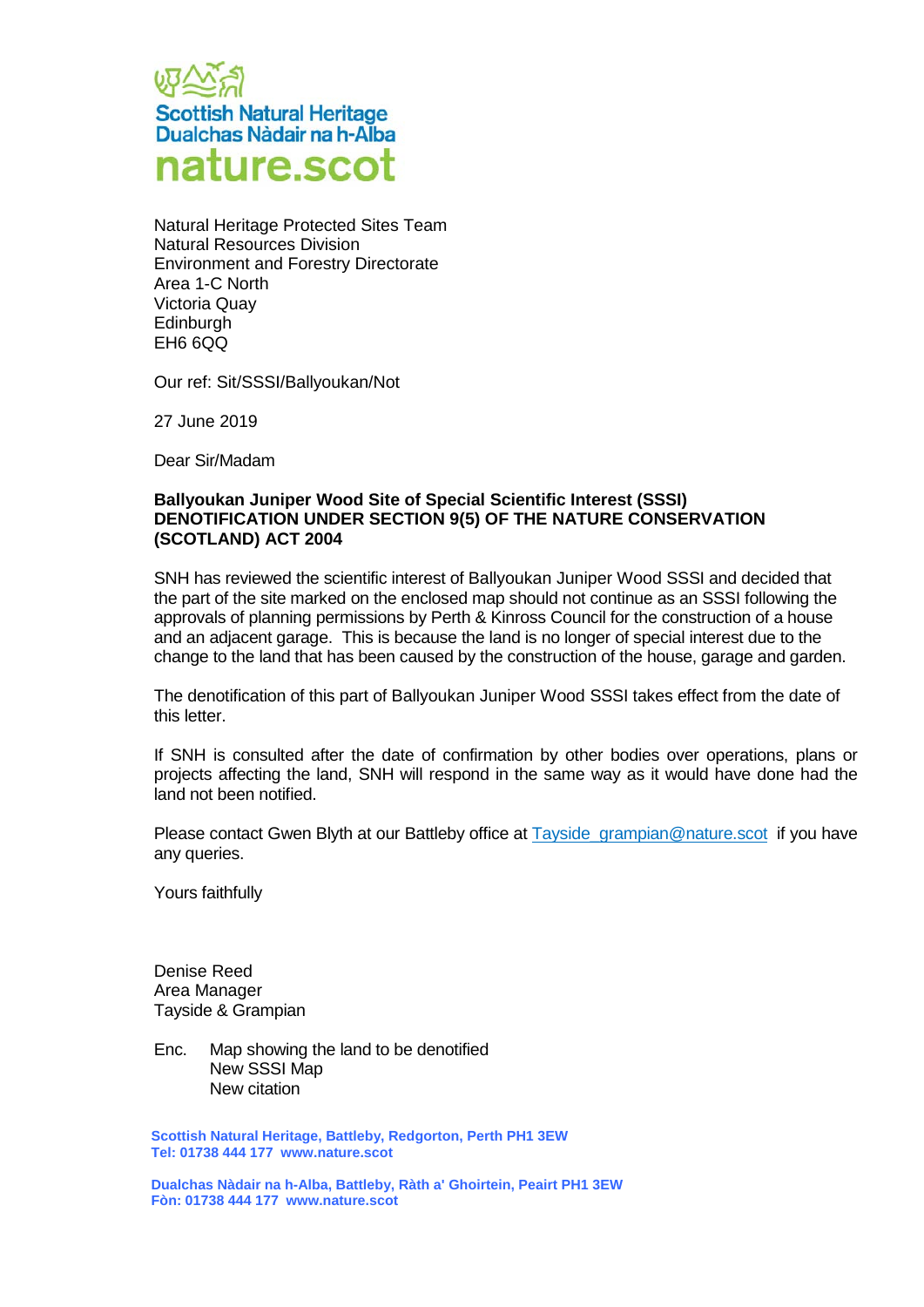Scottish Natural Heritage
Dualchas Nàdair na h-Alba
nature.scot

Natural Heritage Protected Sites Team
Natural Resources Division
Environment and Forestry Directorate
Area 1-C North
Victoria Quay
Edinburgh
EH6 6QQ

Our ref: Sit/SSSI/Ballyoukan/Not

27 June 2019

Dear Sir/Madam

**Ballyoukan Juniper Wood Site of Special Scientific Interest (SSSI)**
**DENOTIFICATION UNDER SECTION 9(5) OF THE NATURE CONSERVATION (SCOTLAND) ACT 2004**

SNH has reviewed the scientific interest of Ballyoukan Juniper Wood SSSI and decided that the part of the site marked on the enclosed map should not continue as an SSSI following the approvals of planning permissions by Perth & Kinross Council for the construction of a house and an adjacent garage. This is because the land is no longer of special interest due to the change to the land that has been caused by the construction of the house, garage and garden.

The denotification of this part of Ballyoukan Juniper Wood SSSI takes effect from the date of this letter.

If SNH is consulted after the date of confirmation by other bodies over operations, plans or projects affecting the land, SNH will respond in the same way as it would have done had the land not been notified.

Please contact Gwen Blyth at our Battleby office at Tayside_grampian@nature.scot if you have any queries.

Yours faithfully

Denise Reed
Area Manager
Tayside & Grampian

Enc. Map showing the land to be denotified
New SSSI Map
New citation

**Scottish Natural Heritage, Battleby, Redgorton, Perth PH1 3EW**
**Tel: 01738 444 177 www.nature.scot**

**Dualchas Nàdair na h-Alba, Battleby, Ràth a' Ghoirtein, Peairt PH1 3EW**
**Fòn: 01738 444 177 www.nature.scot**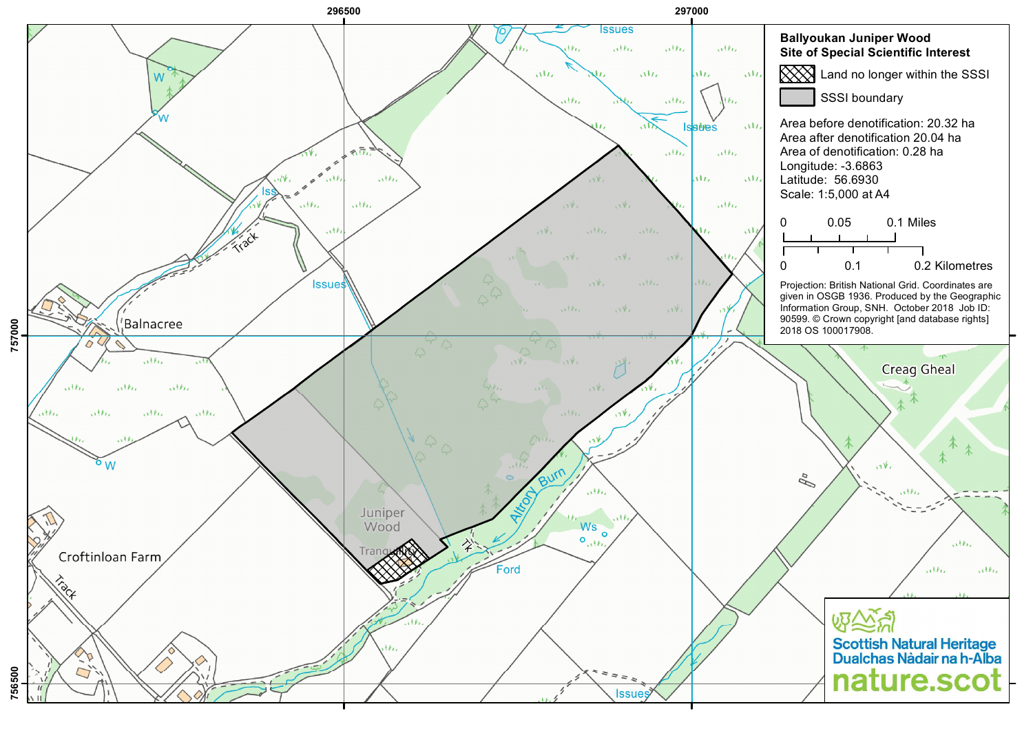**Ballyoukan Juniper Wood**
**Site of Special Scientific Interest**

Land no longer within the SSSI

SSSI boundary

Area before denotification: 20.32 ha
Area after denotification 20.04 ha
Area of denotification: 0.28 ha
Longitude: -3.6863
Latitude: 56.6930
Scale: 1:5,000 at A4

0 0.05 0.1 Miles

0 0.1 0.2 Kilometres

Projection: British National Grid. Coordinates are given in OSGB 1936. Produced by the Geographic Information Group, SNH. October 2018 Job ID: 90599. © Crown copyright [and database rights] 2018 OS 100017908.

296500
297000
757000
756500

Issues
W
W
Iss
Track
Issues
Balnacree
Creag Gheal
W
Juniper Wood
Tranquillity
Croftinloan Farm
Track
Altrory Burn
Tk
Ford
Ws
Issues

Scottish Natural Heritage
Dualchas Nàdair na h-Alba
nature.scot